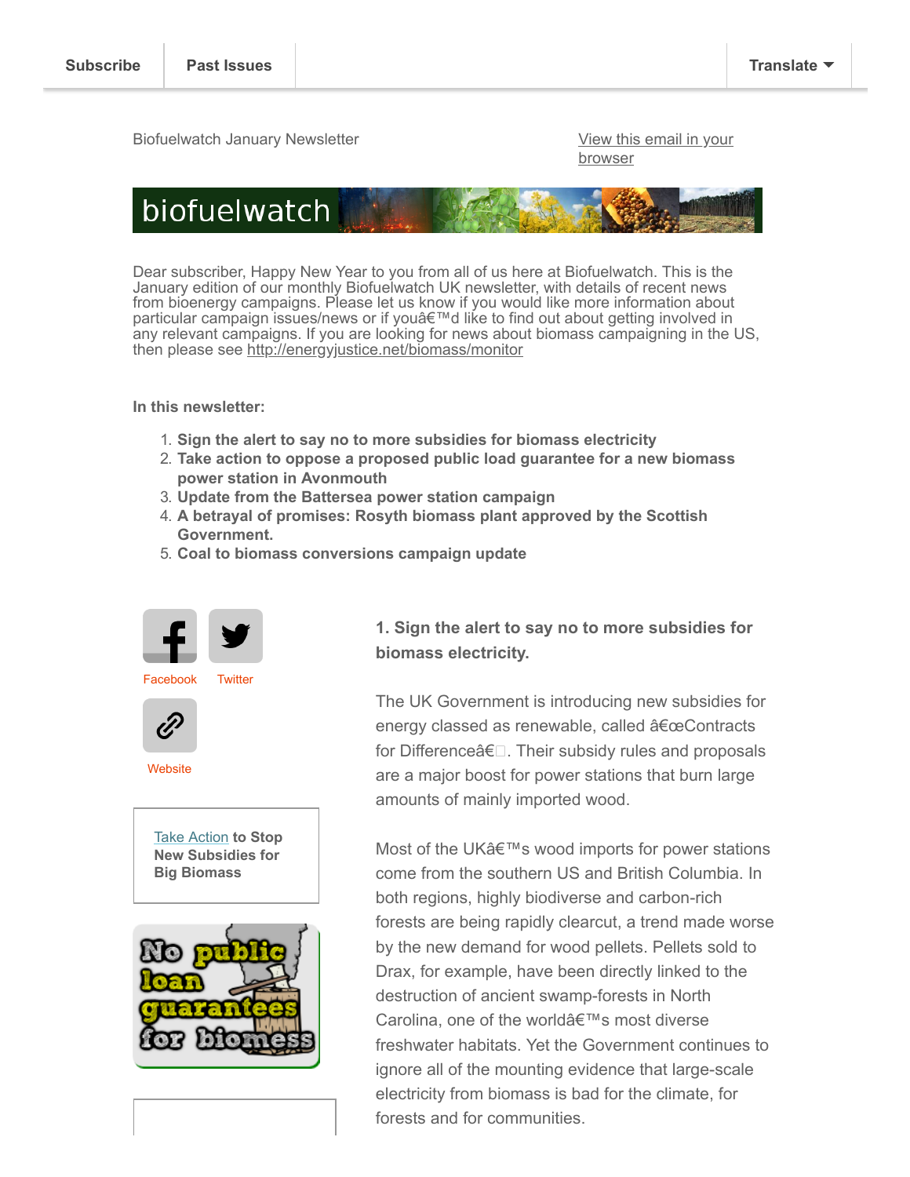Subscribe | Past Issues | Translate ▼

Biofuelwatch January Newsletter

View this email in your browser

biofuelwatch

Dear subscriber, Happy New Year to you from all of us here at Biofuelwatch. This is the January edition of our monthly Biofuelwatch UK newsletter, with details of recent news from bioenergy campaigns. Please let us know if you would like more information about particular campaign issues/news or if youâ€™d like to find out about getting involved in any relevant campaigns. If you are looking for news about biomass campaigning in the US, then please see http://energyjustice.net/biomass/monitor

**In this newsletter:**

1. **Sign the alert to say no to more subsidies for biomass electricity**
2. **Take action to oppose a proposed public load guarantee for a new biomass power station in Avonmouth**
3. **Update from the Battersea power station campaign**
4. **A betrayal of promises: Rosyth biomass plant approved by the Scottish Government.**
5. **Coal to biomass conversions campaign update**

Facebook Twitter

Website

Take Action **to Stop New Subsidies for Big Biomass**

No public loan guarantees for biomass

## 1. Sign the alert to say no to more subsidies for biomass electricity.

The UK Government is introducing new subsidies for energy classed as renewable, called â€œContracts for Differenceâ€. Their subsidy rules and proposals are a major boost for power stations that burn large amounts of mainly imported wood.

Most of the UKâ€™s wood imports for power stations come from the southern US and British Columbia. In both regions, highly biodiverse and carbon-rich forests are being rapidly clearcut, a trend made worse by the new demand for wood pellets. Pellets sold to Drax, for example, have been directly linked to the destruction of ancient swamp-forests in North Carolina, one of the worldâ€™s most diverse freshwater habitats. Yet the Government continues to ignore all of the mounting evidence that large-scale electricity from biomass is bad for the climate, for forests and for communities.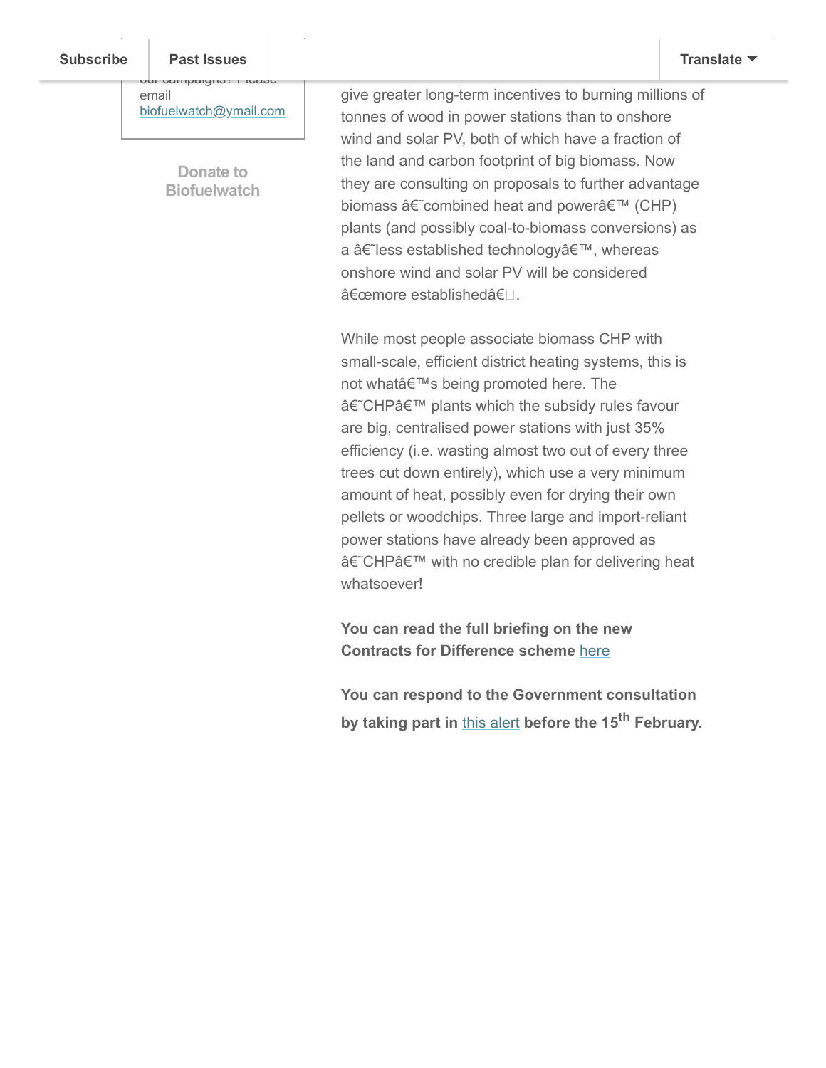our campaigns? Please email biofuelwatch@ymail.com

Donate to Biofuelwatch

give greater long-term incentives to burning millions of tonnes of wood in power stations than to onshore wind and solar PV, both of which have a fraction of the land and carbon footprint of big biomass. Now they are consulting on proposals to further advantage biomass â€˜combined heat and powerâ€™ (CHP) plants (and possibly coal-to-biomass conversions) as a â€˜less established technologyâ€™, whereas onshore wind and solar PV will be considered â€œmore establishedâ€.

While most people associate biomass CHP with small-scale, efficient district heating systems, this is not whatâ€™s being promoted here. The â€˜CHPâ€™ plants which the subsidy rules favour are big, centralised power stations with just 35% efficiency (i.e. wasting almost two out of every three trees cut down entirely), which use a very minimum amount of heat, possibly even for drying their own pellets or woodchips. Three large and import-reliant power stations have already been approved as â€˜CHPâ€™ with no credible plan for delivering heat whatsoever!

**You can read the full briefing on the new Contracts for Difference scheme** here

**You can respond to the Government consultation by taking part in** this alert **before the 15th February.**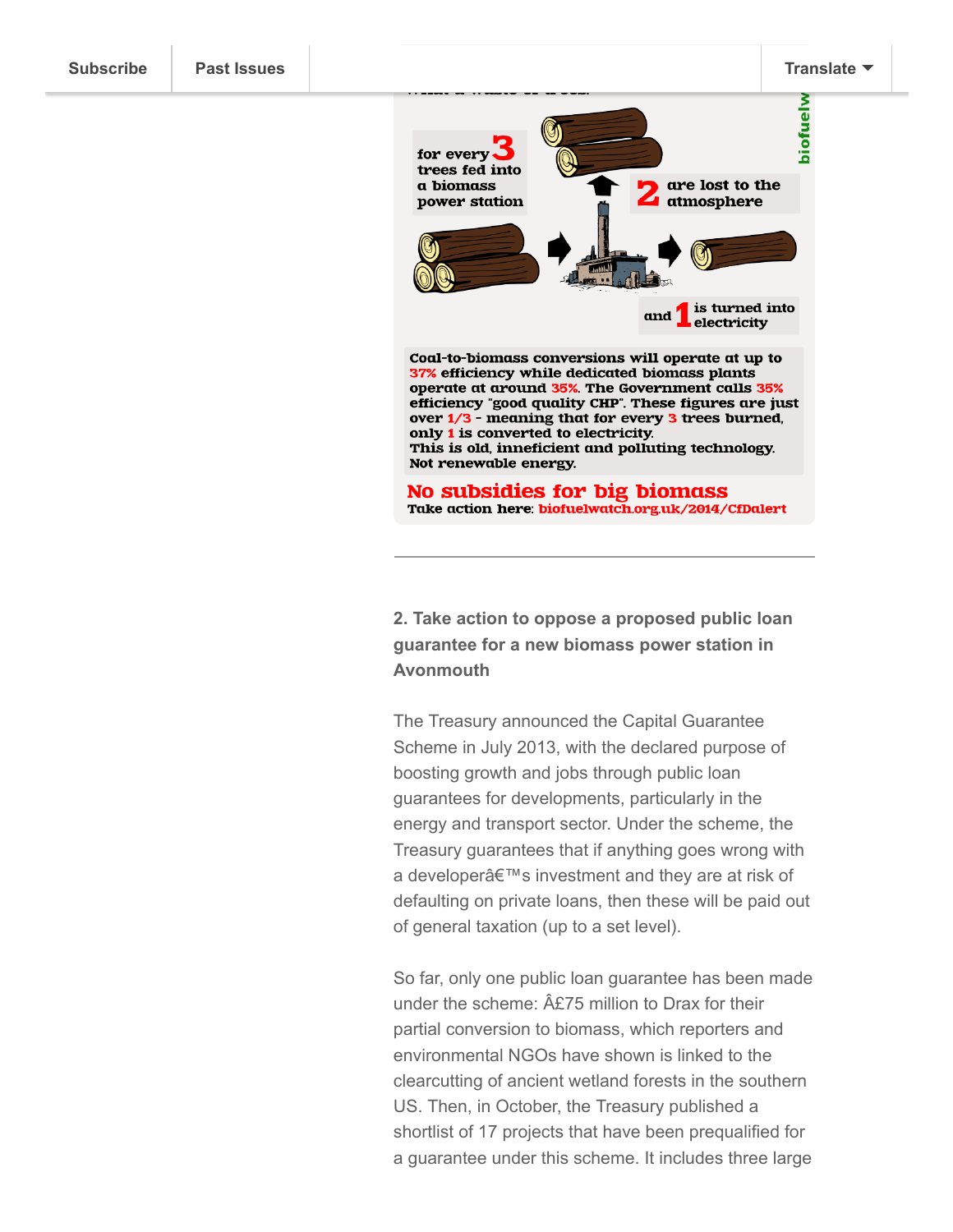for every 3 trees fed into a biomass power station

2 are lost to the atmosphere

and 1 is turned into electricity

Coal-to-biomass conversions will operate at up to 37% efficiency while dedicated biomass plants operate at around 35%. The Government calls 35% efficiency "good quality CHP". These figures are just over 1/3 - meaning that for every 3 trees burned, only 1 is converted to electricity.
This is old, inneficient and polluting technology.
Not renewable energy.

**No subsidies for big biomass**

Take action here: biofuelwatch.org.uk/2014/CfDalert

---

**2. Take action to oppose a proposed public loan guarantee for a new biomass power station in Avonmouth**

The Treasury announced the Capital Guarantee Scheme in July 2013, with the declared purpose of boosting growth and jobs through public loan guarantees for developments, particularly in the energy and transport sector. Under the scheme, the Treasury guarantees that if anything goes wrong with a developerâ€™s investment and they are at risk of defaulting on private loans, then these will be paid out of general taxation (up to a set level).

So far, only one public loan guarantee has been made under the scheme: Â£75 million to Drax for their partial conversion to biomass, which reporters and environmental NGOs have shown is linked to the clearcutting of ancient wetland forests in the southern US. Then, in October, the Treasury published a shortlist of 17 projects that have been prequalified for a guarantee under this scheme. It includes three large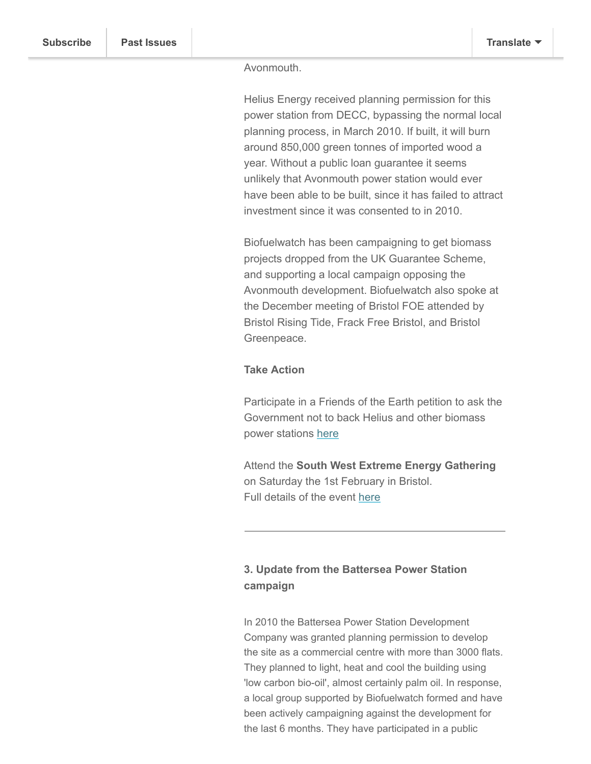Avonmouth.

Helius Energy received planning permission for this power station from DECC, bypassing the normal local planning process, in March 2010. If built, it will burn around 850,000 green tonnes of imported wood a year. Without a public loan guarantee it seems unlikely that Avonmouth power station would ever have been able to be built, since it has failed to attract investment since it was consented to in 2010.

Biofuelwatch has been campaigning to get biomass projects dropped from the UK Guarantee Scheme, and supporting a local campaign opposing the Avonmouth development. Biofuelwatch also spoke at the December meeting of Bristol FOE attended by Bristol Rising Tide, Frack Free Bristol, and Bristol Greenpeace.

**Take Action**

Participate in a Friends of the Earth petition to ask the Government not to back Helius and other biomass power stations here

Attend the **South West Extreme Energy Gathering** on Saturday the 1st February in Bristol.
Full details of the event here

---

### 3. Update from the Battersea Power Station campaign

In 2010 the Battersea Power Station Development Company was granted planning permission to develop the site as a commercial centre with more than 3000 flats. They planned to light, heat and cool the building using 'low carbon bio-oil', almost certainly palm oil. In response, a local group supported by Biofuelwatch formed and have been actively campaigning against the development for the last 6 months. They have participated in a public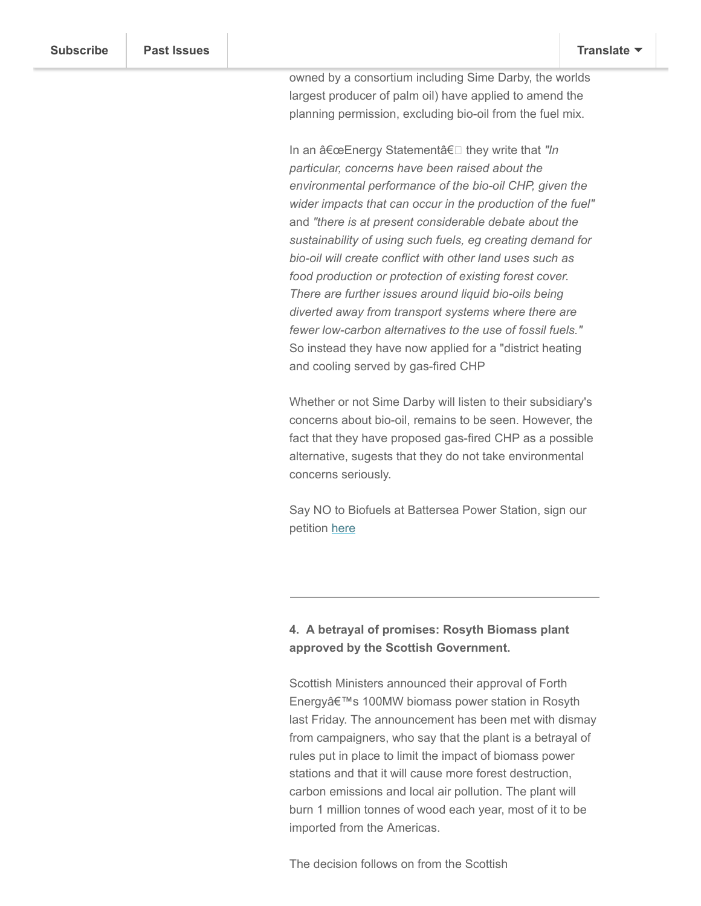owned by a consortium including Sime Darby, the worlds largest producer of palm oil) have applied to amend the planning permission, excluding bio-oil from the fuel mix.

In an â€œEnergy Statementâ€ they write that *"In particular, concerns have been raised about the environmental performance of the bio-oil CHP, given the wider impacts that can occur in the production of the fuel"* and *"there is at present considerable debate about the sustainability of using such fuels, eg creating demand for bio-oil will create conflict with other land uses such as food production or protection of existing forest cover. There are further issues around liquid bio-oils being diverted away from transport systems where there are fewer low-carbon alternatives to the use of fossil fuels."* So instead they have now applied for a "district heating and cooling served by gas-fired CHP

Whether or not Sime Darby will listen to their subsidiary's concerns about bio-oil, remains to be seen. However, the fact that they have proposed gas-fired CHP as a possible alternative, sugests that they do not take environmental concerns seriously.

Say NO to Biofuels at Battersea Power Station, sign our petition [here]

---

**4. A betrayal of promises: Rosyth Biomass plant approved by the Scottish Government.**

Scottish Ministers announced their approval of Forth Energyâ€™s 100MW biomass power station in Rosyth last Friday. The announcement has been met with dismay from campaigners, who say that the plant is a betrayal of rules put in place to limit the impact of biomass power stations and that it will cause more forest destruction, carbon emissions and local air pollution. The plant will burn 1 million tonnes of wood each year, most of it to be imported from the Americas.

The decision follows on from the Scottish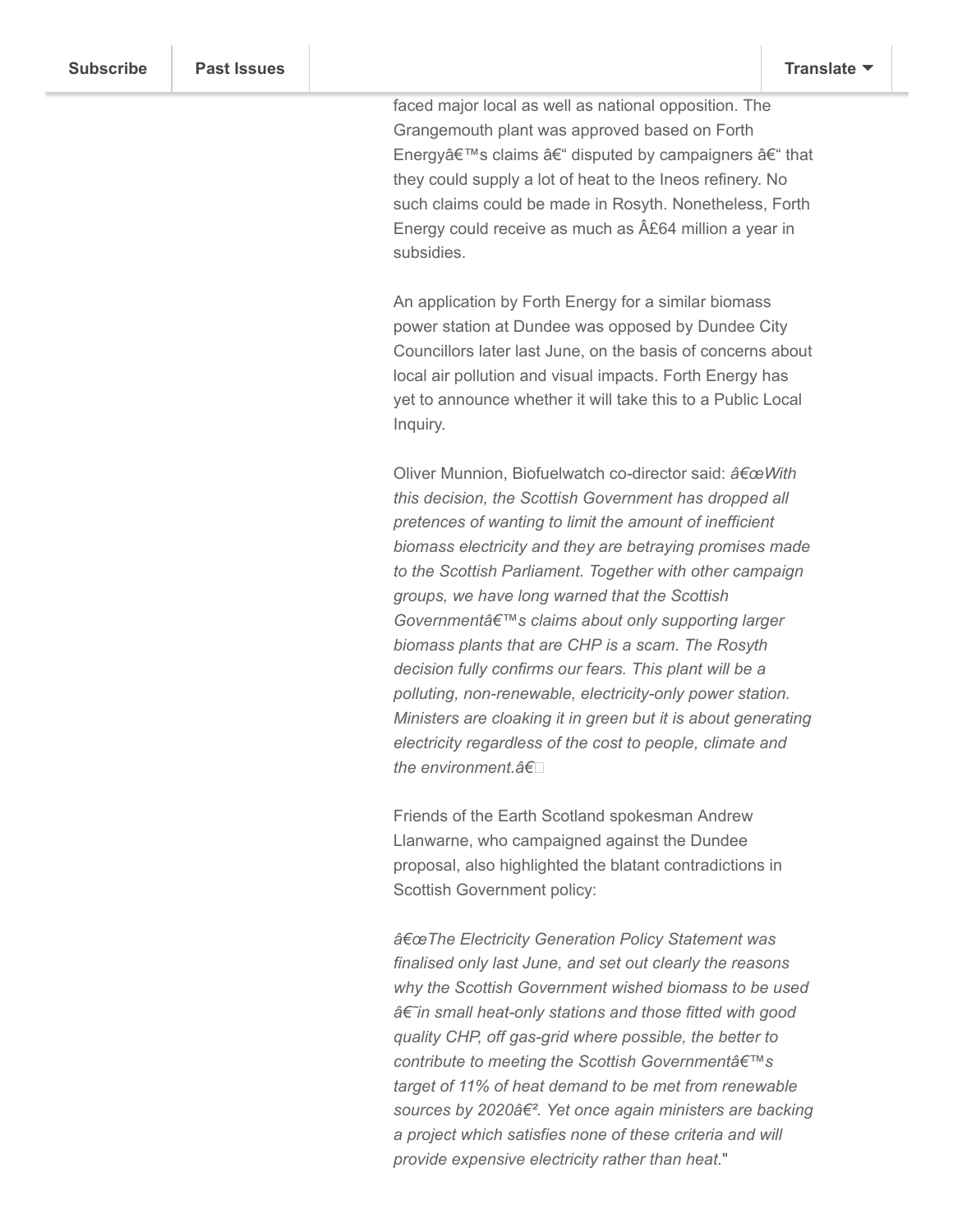faced major local as well as national opposition. The Grangemouth plant was approved based on Forth Energyâ€™s claims â€“ disputed by campaigners â€“ that they could supply a lot of heat to the Ineos refinery. No such claims could be made in Rosyth. Nonetheless, Forth Energy could receive as much as Â£64 million a year in subsidies.

An application by Forth Energy for a similar biomass power station at Dundee was opposed by Dundee City Councillors later last June, on the basis of concerns about local air pollution and visual impacts. Forth Energy has yet to announce whether it will take this to a Public Local Inquiry.

Oliver Munnion, Biofuelwatch co-director said: *â€œWith this decision, the Scottish Government has dropped all pretences of wanting to limit the amount of inefficient biomass electricity and they are betraying promises made to the Scottish Parliament. Together with other campaign groups, we have long warned that the Scottish Governmentâ€™s claims about only supporting larger biomass plants that are CHP is a scam. The Rosyth decision fully confirms our fears. This plant will be a polluting, non-renewable, electricity-only power station. Ministers are cloaking it in green but it is about generating electricity regardless of the cost to people, climate and the environment.â€*

Friends of the Earth Scotland spokesman Andrew Llanwarne, who campaigned against the Dundee proposal, also highlighted the blatant contradictions in Scottish Government policy:

*â€œThe Electricity Generation Policy Statement was finalised only last June, and set out clearly the reasons why the Scottish Government wished biomass to be used â€˜in small heat-only stations and those fitted with good quality CHP, off gas-grid where possible, the better to contribute to meeting the Scottish Governmentâ€™s target of 11% of heat demand to be met from renewable sources by 2020â€². Yet once again ministers are backing a project which satisfies none of these criteria and will provide expensive electricity rather than heat.*"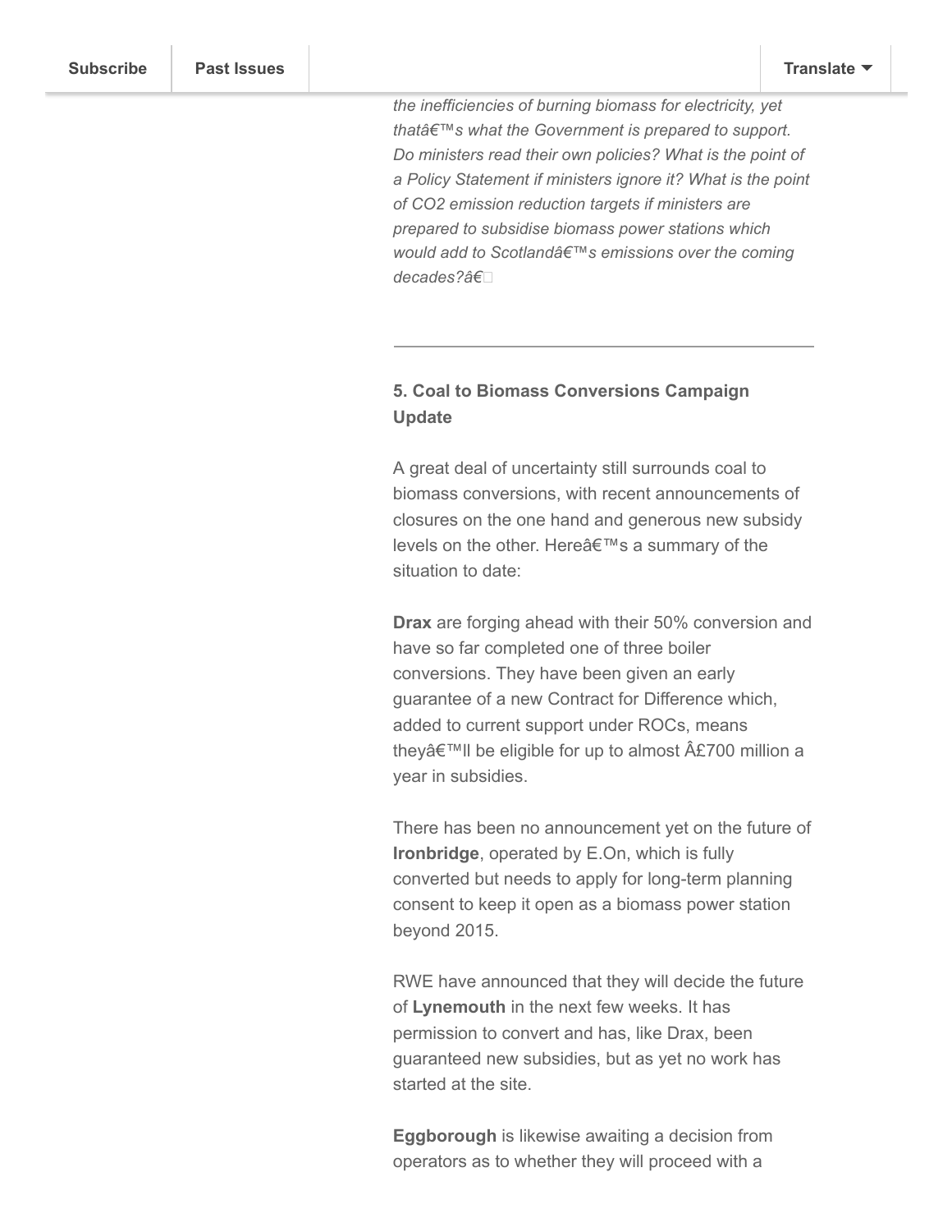*the inefficiencies of burning biomass for electricity, yet thatâ€™s what the Government is prepared to support. Do ministers read their own policies? What is the point of a Policy Statement if ministers ignore it? What is the point of CO2 emission reduction targets if ministers are prepared to subsidise biomass power stations which would add to Scotlandâ€™s emissions over the coming decades?â€*

---

**5. Coal to Biomass Conversions Campaign Update**

A great deal of uncertainty still surrounds coal to biomass conversions, with recent announcements of closures on the one hand and generous new subsidy levels on the other. Hereâ€™s a summary of the situation to date:

**Drax** are forging ahead with their 50% conversion and have so far completed one of three boiler conversions. They have been given an early guarantee of a new Contract for Difference which, added to current support under ROCs, means theyâ€™ll be eligible for up to almost Â£700 million a year in subsidies.

There has been no announcement yet on the future of **Ironbridge**, operated by E.On, which is fully converted but needs to apply for long-term planning consent to keep it open as a biomass power station beyond 2015.

RWE have announced that they will decide the future of **Lynemouth** in the next few weeks. It has permission to convert and has, like Drax, been guaranteed new subsidies, but as yet no work has started at the site.

**Eggborough** is likewise awaiting a decision from operators as to whether they will proceed with a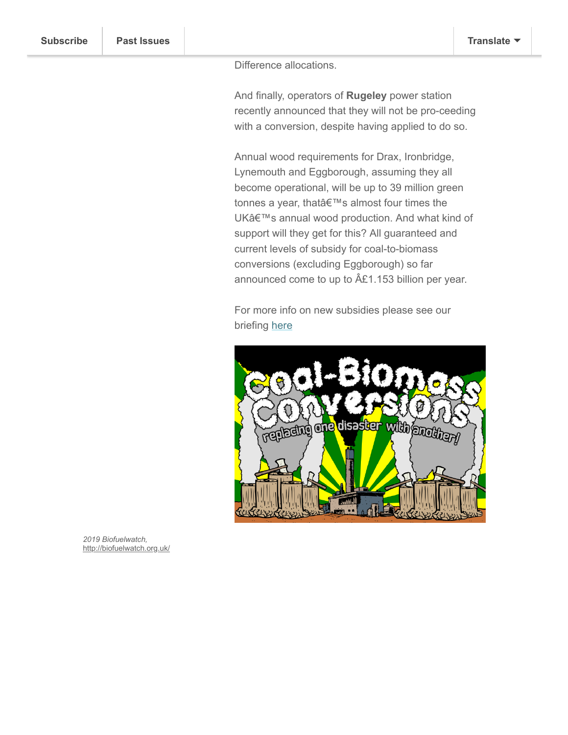Difference allocations.

And finally, operators of **Rugeley** power station recently announced that they will not be pro-ceeding with a conversion, despite having applied to do so.

Annual wood requirements for Drax, Ironbridge, Lynemouth and Eggborough, assuming they all become operational, will be up to 39 million green tonnes a year, thatâ€™s almost four times the UKâ€™s annual wood production. And what kind of support will they get for this? All guaranteed and current levels of subsidy for coal-to-biomass conversions (excluding Eggborough) so far announced come to up to Â£1.153 billion per year.

For more info on new subsidies please see our briefing [here]

*2019 Biofuelwatch,*
http://biofuelwatch.org.uk/